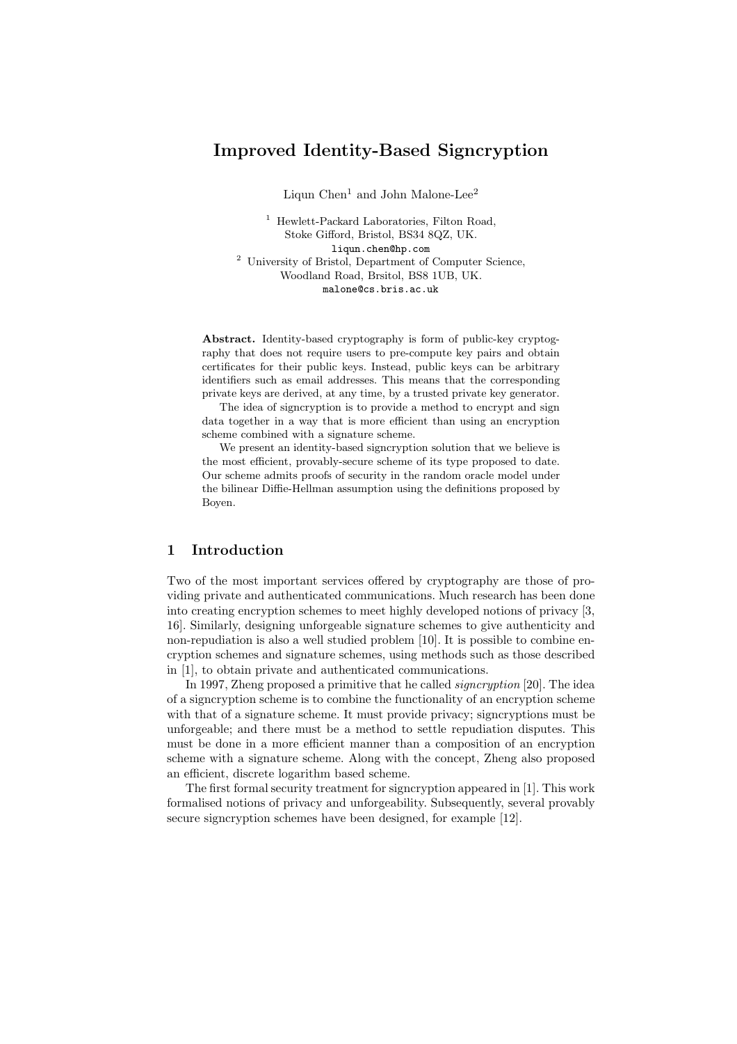# Improved Identity-Based Signcryption

Liqun Chen[1] and John Malone-Lee[2]

[1] Hewlett-Packard Laboratories, Filton Road,
Stoke Gifford, Bristol, BS34 8QZ, UK.
liqun.chen@hp.com

[2] University of Bristol, Department of Computer Science,
Woodland Road, Brsitol, BS8 1UB, UK.
malone@cs.bris.ac.uk

**Abstract.** Identity-based cryptography is form of public-key cryptography that does not require users to pre-compute key pairs and obtain certificates for their public keys. Instead, public keys can be arbitrary identifiers such as email addresses. This means that the corresponding private keys are derived, at any time, by a trusted private key generator.

The idea of signcryption is to provide a method to encrypt and sign data together in a way that is more efficient than using an encryption scheme combined with a signature scheme.

We present an identity-based signcryption solution that we believe is the most efficient, provably-secure scheme of its type proposed to date. Our scheme admits proofs of security in the random oracle model under the bilinear Diffie-Hellman assumption using the definitions proposed by Boyen.

## 1 Introduction

Two of the most important services offered by cryptography are those of providing private and authenticated communications. Much research has been done into creating encryption schemes to meet highly developed notions of privacy [3, 16]. Similarly, designing unforgeable signature schemes to give authenticity and non-repudiation is also a well studied problem [10]. It is possible to combine encryption schemes and signature schemes, using methods such as those described in [1], to obtain private and authenticated communications.

In 1997, Zheng proposed a primitive that he called *signcryption* [20]. The idea of a signcryption scheme is to combine the functionality of an encryption scheme with that of a signature scheme. It must provide privacy; signcryptions must be unforgeable; and there must be a method to settle repudiation disputes. This must be done in a more efficient manner than a composition of an encryption scheme with a signature scheme. Along with the concept, Zheng also proposed an efficient, discrete logarithm based scheme.

The first formal security treatment for signcryption appeared in [1]. This work formalised notions of privacy and unforgeability. Subsequently, several provably secure signcryption schemes have been designed, for example [12].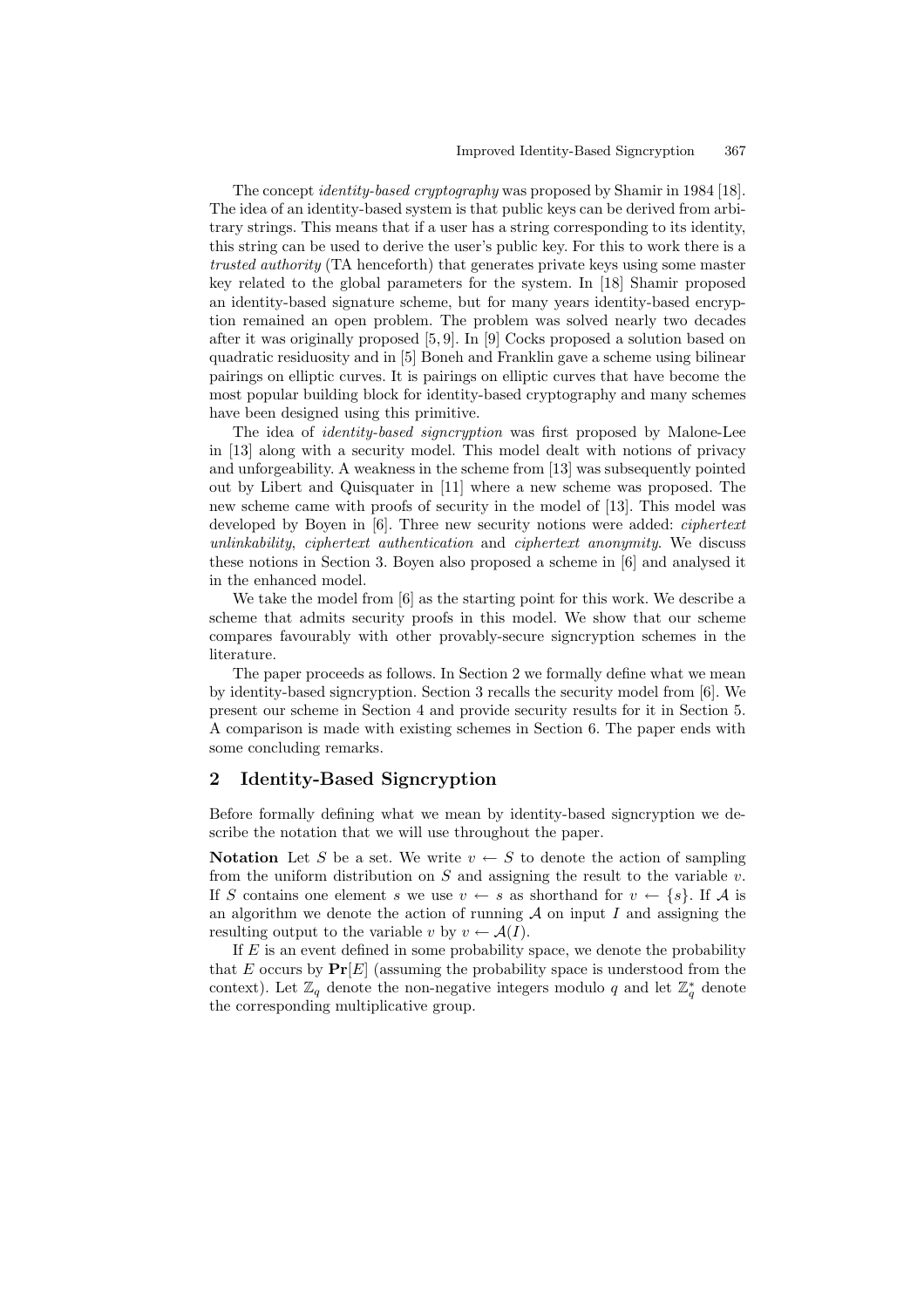The concept *identity-based cryptography* was proposed by Shamir in 1984 [18]. The idea of an identity-based system is that public keys can be derived from arbitrary strings. This means that if a user has a string corresponding to its identity, this string can be used to derive the user's public key. For this to work there is a *trusted authority* (TA henceforth) that generates private keys using some master key related to the global parameters for the system. In [18] Shamir proposed an identity-based signature scheme, but for many years identity-based encryption remained an open problem. The problem was solved nearly two decades after it was originally proposed [5, 9]. In [9] Cocks proposed a solution based on quadratic residuosity and in [5] Boneh and Franklin gave a scheme using bilinear pairings on elliptic curves. It is pairings on elliptic curves that have become the most popular building block for identity-based cryptography and many schemes have been designed using this primitive.

The idea of *identity-based signcryption* was first proposed by Malone-Lee in [13] along with a security model. This model dealt with notions of privacy and unforgeability. A weakness in the scheme from [13] was subsequently pointed out by Libert and Quisquater in [11] where a new scheme was proposed. The new scheme came with proofs of security in the model of [13]. This model was developed by Boyen in [6]. Three new security notions were added: *ciphertext unlinkability*, *ciphertext authentication* and *ciphertext anonymity*. We discuss these notions in Section 3. Boyen also proposed a scheme in [6] and analysed it in the enhanced model.

We take the model from [6] as the starting point for this work. We describe a scheme that admits security proofs in this model. We show that our scheme compares favourably with other provably-secure signcryption schemes in the literature.

The paper proceeds as follows. In Section 2 we formally define what we mean by identity-based signcryption. Section 3 recalls the security model from [6]. We present our scheme in Section 4 and provide security results for it in Section 5. A comparison is made with existing schemes in Section 6. The paper ends with some concluding remarks.

## 2 Identity-Based Signcryption

Before formally defining what we mean by identity-based signcryption we describe the notation that we will use throughout the paper.

**Notation** Let $S$ be a set. We write $v \leftarrow S$ to denote the action of sampling from the uniform distribution on $S$ and assigning the result to the variable $v$. If $S$ contains one element $s$ we use $v \leftarrow s$ as shorthand for $v \leftarrow \{s\}$. If $\mathcal{A}$ is an algorithm we denote the action of running $\mathcal{A}$ on input $I$ and assigning the resulting output to the variable $v$ by $v \leftarrow \mathcal{A}(I)$.

If $E$ is an event defined in some probability space, we denote the probability that $E$ occurs by $\mathbf{Pr}[E]$ (assuming the probability space is understood from the context). Let $\mathbb{Z}_q$ denote the non-negative integers modulo $q$ and let $\mathbb{Z}_q^*$ denote the corresponding multiplicative group.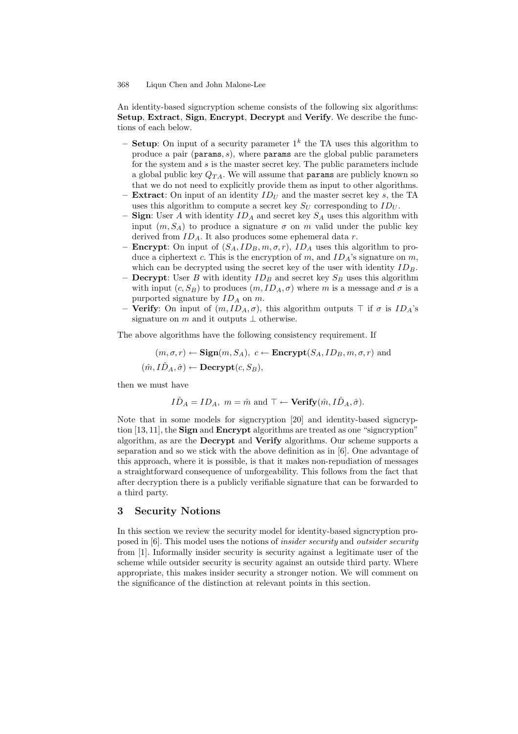An identity-based signcryption scheme consists of the following six algorithms: **Setup**, **Extract**, **Sign**, **Encrypt**, **Decrypt** and **Verify**. We describe the functions of each below.

- **Setup**: On input of a security parameter $1^k$ the TA uses this algorithm to produce a pair $(\texttt{params}, s)$, where `params` are the global public parameters for the system and $s$ is the master secret key. The public parameters include a global public key $Q_{TA}$. We will assume that `params` are publicly known so that we do not need to explicitly provide them as input to other algorithms.
- **Extract**: On input of an identity $ID_U$ and the master secret key $s$, the TA uses this algorithm to compute a secret key $S_U$ corresponding to $ID_U$.
- **Sign**: User $A$ with identity $ID_A$ and secret key $S_A$ uses this algorithm with input $(m, S_A)$ to produce a signature $\sigma$ on $m$ valid under the public key derived from $ID_A$. It also produces some ephemeral data $r$.
- **Encrypt**: On input of $(S_A, ID_B, m, \sigma, r)$, $ID_A$ uses this algorithm to produce a ciphertext $c$. This is the encryption of $m$, and $ID_A$'s signature on $m$, which can be decrypted using the secret key of the user with identity $ID_B$.
- **Decrypt**: User $B$ with identity $ID_B$ and secret key $S_B$ uses this algorithm with input $(c, S_B)$ to produces $(m, ID_A, \sigma)$ where $m$ is a message and $\sigma$ is a purported signature by $ID_A$ on $m$.
- **Verify**: On input of $(m, ID_A, \sigma)$, this algorithm outputs $\top$ if $\sigma$ is $ID_A$'s signature on $m$ and it outputs $\perp$ otherwise.

The above algorithms have the following consistency requirement. If

$$(m, \sigma, r) \leftarrow \textbf{Sign}(m, S_A),\ c \leftarrow \textbf{Encrypt}(S_A, ID_B, m, \sigma, r) \text{ and}$$
$$(\hat{m}, \hat{ID}_A, \hat{\sigma}) \leftarrow \textbf{Decrypt}(c, S_B),$$

then we must have

$$\hat{ID}_A = ID_A,\ m = \hat{m} \text{ and } \top \leftarrow \textbf{Verify}(\hat{m}, \hat{ID}_A, \hat{\sigma}).$$

Note that in some models for signcryption [20] and identity-based signcryption [13, 11], the **Sign** and **Encrypt** algorithms are treated as one "signcryption" algorithm, as are the **Decrypt** and **Verify** algorithms. Our scheme supports a separation and so we stick with the above definition as in [6]. One advantage of this approach, where it is possible, is that it makes non-repudiation of messages a straightforward consequence of unforgeability. This follows from the fact that after decryption there is a publicly verifiable signature that can be forwarded to a third party.

## 3 Security Notions

In this section we review the security model for identity-based signcryption proposed in [6]. This model uses the notions of *insider security* and *outsider security* from [1]. Informally insider security is security against a legitimate user of the scheme while outsider security is security against an outside third party. Where appropriate, this makes insider security a stronger notion. We will comment on the significance of the distinction at relevant points in this section.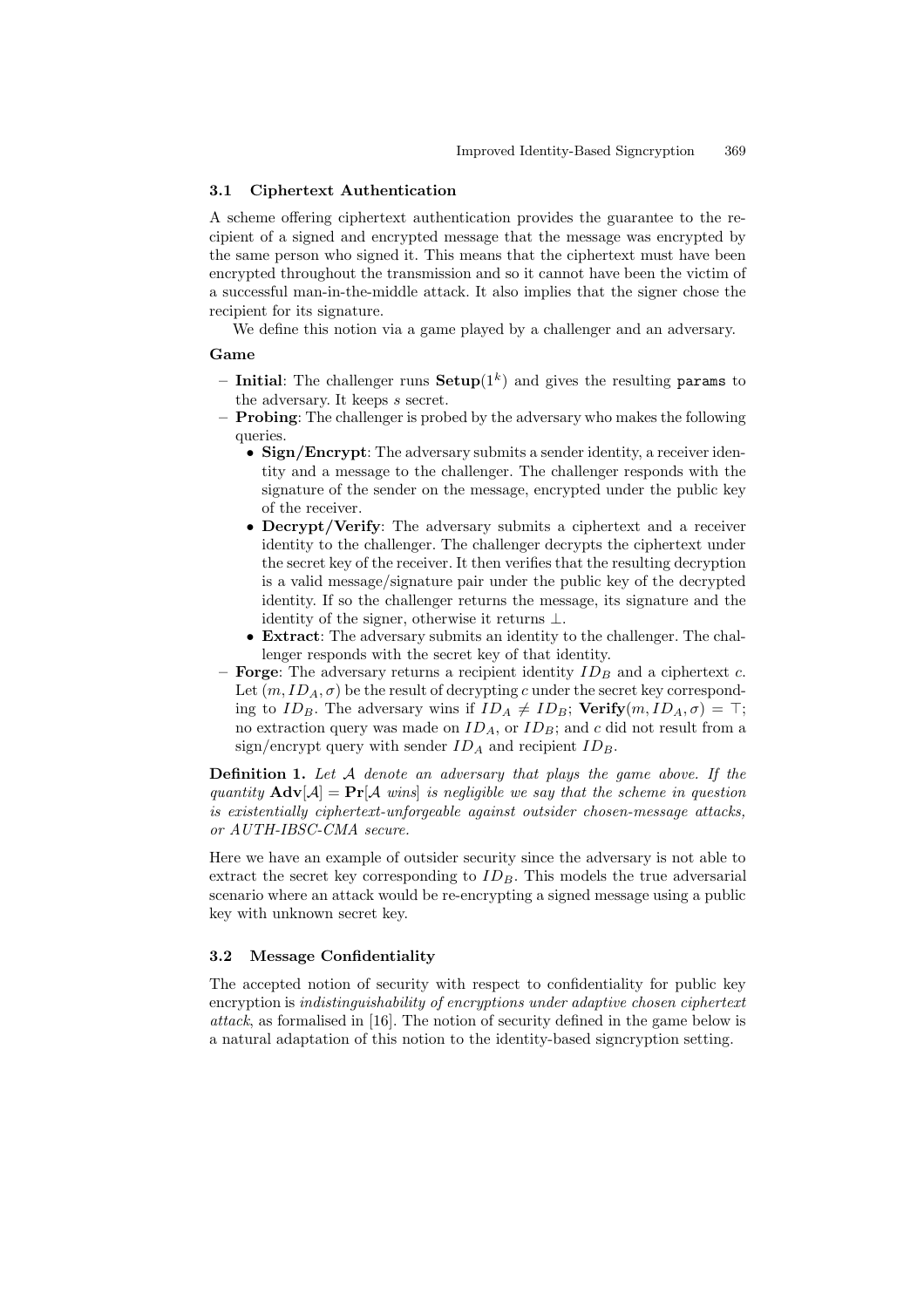### 3.1 Ciphertext Authentication

A scheme offering ciphertext authentication provides the guarantee to the recipient of a signed and encrypted message that the message was encrypted by the same person who signed it. This means that the ciphertext must have been encrypted throughout the transmission and so it cannot have been the victim of a successful man-in-the-middle attack. It also implies that the signer chose the recipient for its signature.

We define this notion via a game played by a challenger and an adversary.

**Game**

- **Initial**: The challenger runs $\mathbf{Setup}(1^k)$ and gives the resulting `params` to the adversary. It keeps $s$ secret.
- **Probing**: The challenger is probed by the adversary who makes the following queries.
  - **Sign/Encrypt**: The adversary submits a sender identity, a receiver identity and a message to the challenger. The challenger responds with the signature of the sender on the message, encrypted under the public key of the receiver.
  - **Decrypt/Verify**: The adversary submits a ciphertext and a receiver identity to the challenger. The challenger decrypts the ciphertext under the secret key of the receiver. It then verifies that the resulting decryption is a valid message/signature pair under the public key of the decrypted identity. If so the challenger returns the message, its signature and the identity of the signer, otherwise it returns $\perp$.
  - **Extract**: The adversary submits an identity to the challenger. The challenger responds with the secret key of that identity.
- **Forge**: The adversary returns a recipient identity $ID_B$ and a ciphertext $c$. Let $(m, ID_A, \sigma)$ be the result of decrypting $c$ under the secret key corresponding to $ID_B$. The adversary wins if $ID_A \neq ID_B$; $\mathbf{Verify}(m, ID_A, \sigma) = \top$; no extraction query was made on $ID_A$, or $ID_B$; and $c$ did not result from a sign/encrypt query with sender $ID_A$ and recipient $ID_B$.

**Definition 1.** *Let $\mathcal{A}$ denote an adversary that plays the game above. If the quantity $\mathbf{Adv}[\mathcal{A}] = \mathbf{Pr}[\mathcal{A}\ wins]$ is negligible we say that the scheme in question is existentially ciphertext-unforgeable against outsider chosen-message attacks, or AUTH-IBSC-CMA secure.*

Here we have an example of outsider security since the adversary is not able to extract the secret key corresponding to $ID_B$. This models the true adversarial scenario where an attack would be re-encrypting a signed message using a public key with unknown secret key.

### 3.2 Message Confidentiality

The accepted notion of security with respect to confidentiality for public key encryption is *indistinguishability of encryptions under adaptive chosen ciphertext attack*, as formalised in [16]. The notion of security defined in the game below is a natural adaptation of this notion to the identity-based signcryption setting.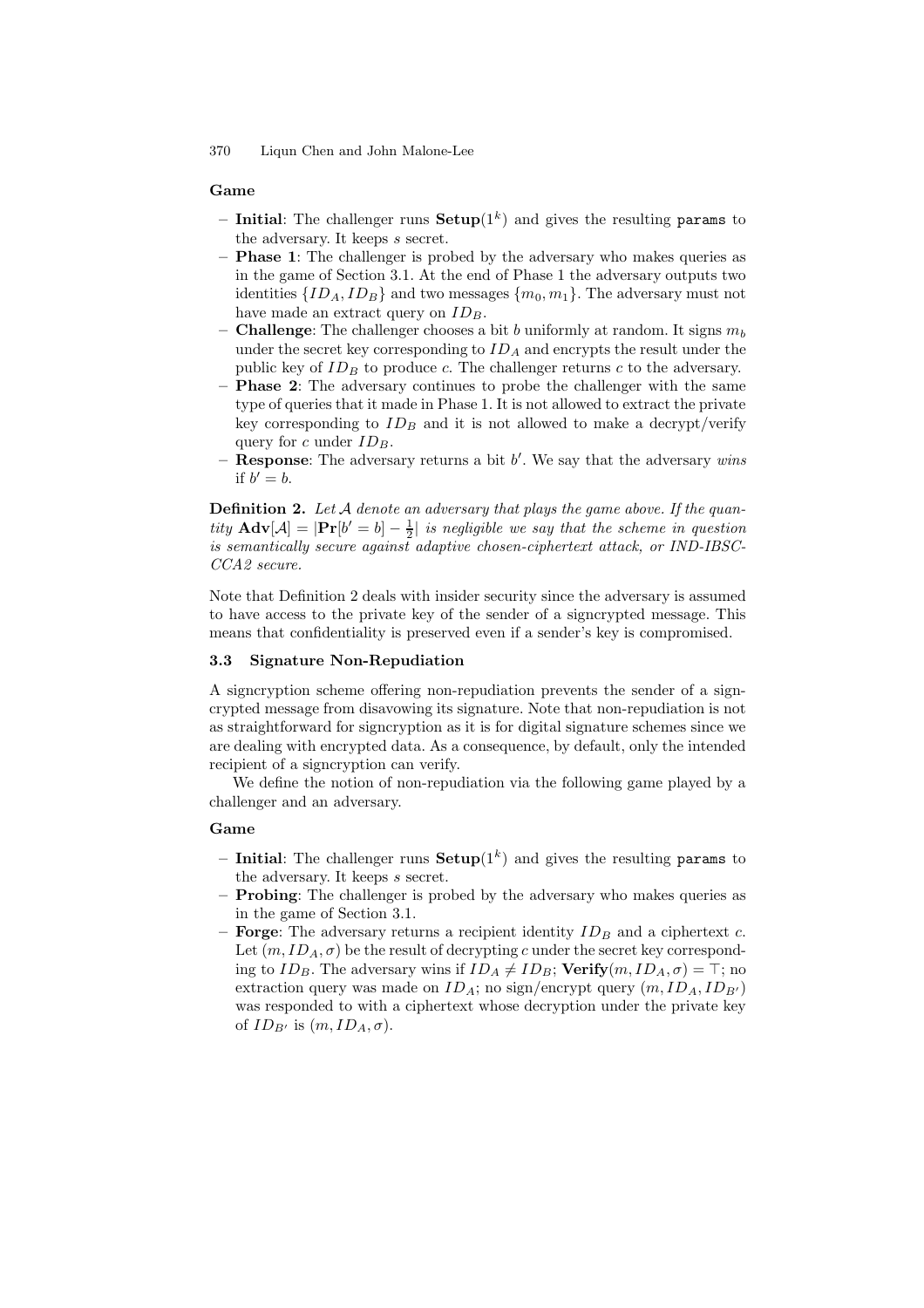**Game**

- **Initial**: The challenger runs $\mathbf{Setup}(1^k)$ and gives the resulting `params` to the adversary. It keeps $s$ secret.
- **Phase 1**: The challenger is probed by the adversary who makes queries as in the game of Section 3.1. At the end of Phase 1 the adversary outputs two identities $\{ID_A, ID_B\}$ and two messages $\{m_0, m_1\}$. The adversary must not have made an extract query on $ID_B$.
- **Challenge**: The challenger chooses a bit $b$ uniformly at random. It signs $m_b$ under the secret key corresponding to $ID_A$ and encrypts the result under the public key of $ID_B$ to produce $c$. The challenger returns $c$ to the adversary.
- **Phase 2**: The adversary continues to probe the challenger with the same type of queries that it made in Phase 1. It is not allowed to extract the private key corresponding to $ID_B$ and it is not allowed to make a decrypt/verify query for $c$ under $ID_B$.
- **Response**: The adversary returns a bit $b'$. We say that the adversary *wins* if $b' = b$.

**Definition 2.** *Let $\mathcal{A}$ denote an adversary that plays the game above. If the quantity $\mathbf{Adv}[\mathcal{A}] = |\mathbf{Pr}[b' = b] - \frac{1}{2}|$ is negligible we say that the scheme in question is semantically secure against adaptive chosen-ciphertext attack, or IND-IBSC-CCA2 secure.*

Note that Definition 2 deals with insider security since the adversary is assumed to have access to the private key of the sender of a signcrypted message. This means that confidentiality is preserved even if a sender's key is compromised.

### 3.3 Signature Non-Repudiation

A signcryption scheme offering non-repudiation prevents the sender of a signcrypted message from disavowing its signature. Note that non-repudiation is not as straightforward for signcryption as it is for digital signature schemes since we are dealing with encrypted data. As a consequence, by default, only the intended recipient of a signcryption can verify.

We define the notion of non-repudiation via the following game played by a challenger and an adversary.

**Game**

- **Initial**: The challenger runs $\mathbf{Setup}(1^k)$ and gives the resulting `params` to the adversary. It keeps $s$ secret.
- **Probing**: The challenger is probed by the adversary who makes queries as in the game of Section 3.1.
- **Forge**: The adversary returns a recipient identity $ID_B$ and a ciphertext $c$. Let $(m, ID_A, \sigma)$ be the result of decrypting $c$ under the secret key corresponding to $ID_B$. The adversary wins if $ID_A \neq ID_B$; $\mathbf{Verify}(m, ID_A, \sigma) = \top$; no extraction query was made on $ID_A$; no sign/encrypt query $(m, ID_A, ID_{B'})$ was responded to with a ciphertext whose decryption under the private key of $ID_{B'}$ is $(m, ID_A, \sigma)$.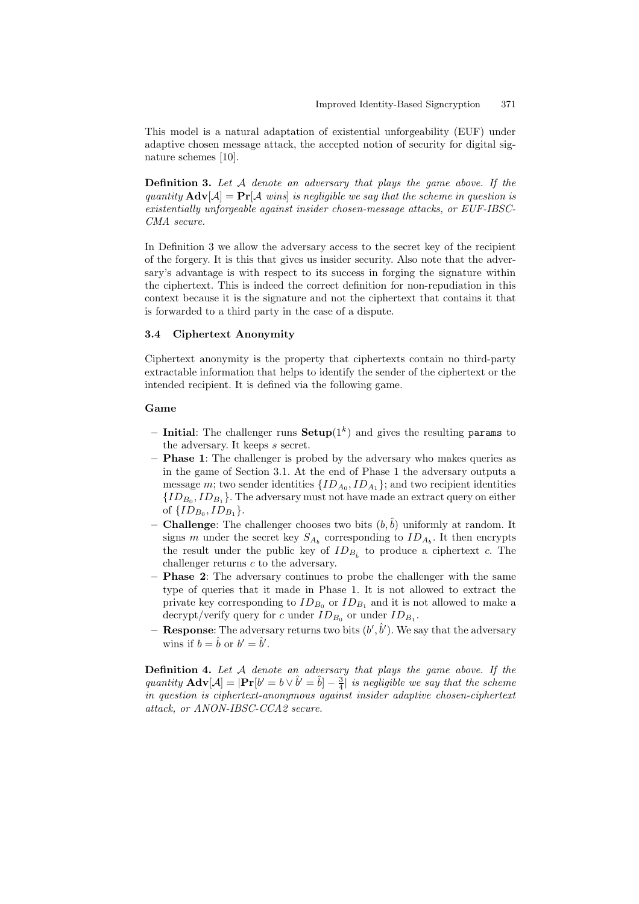This model is a natural adaptation of existential unforgeability (EUF) under adaptive chosen message attack, the accepted notion of security for digital signature schemes [10].

**Definition 3.** *Let $\mathcal{A}$ denote an adversary that plays the game above. If the quantity $\mathbf{Adv}[\mathcal{A}] = \mathbf{Pr}[\mathcal{A}$ wins$]$ is negligible we say that the scheme in question is existentially unforgeable against insider chosen-message attacks, or EUF-IBSC-CMA secure.*

In Definition 3 we allow the adversary access to the secret key of the recipient of the forgery. It is this that gives us insider security. Also note that the adversary's advantage is with respect to its success in forging the signature within the ciphertext. This is indeed the correct definition for non-repudiation in this context because it is the signature and not the ciphertext that contains it that is forwarded to a third party in the case of a dispute.

### 3.4 Ciphertext Anonymity

Ciphertext anonymity is the property that ciphertexts contain no third-party extractable information that helps to identify the sender of the ciphertext or the intended recipient. It is defined via the following game.

**Game**

- **Initial**: The challenger runs $\mathbf{Setup}(1^k)$ and gives the resulting `params` to the adversary. It keeps $s$ secret.
- **Phase 1**: The challenger is probed by the adversary who makes queries as in the game of Section 3.1. At the end of Phase 1 the adversary outputs a message $m$; two sender identities $\{ID_{A_0}, ID_{A_1}\}$; and two recipient identities $\{ID_{B_0}, ID_{B_1}\}$. The adversary must not have made an extract query on either of $\{ID_{B_0}, ID_{B_1}\}$.
- **Challenge**: The challenger chooses two bits $(b, \hat{b})$ uniformly at random. It signs $m$ under the secret key $S_{A_b}$ corresponding to $ID_{A_b}$. It then encrypts the result under the public key of $ID_{B_{\hat{b}}}$ to produce a ciphertext $c$. The challenger returns $c$ to the adversary.
- **Phase 2**: The adversary continues to probe the challenger with the same type of queries that it made in Phase 1. It is not allowed to extract the private key corresponding to $ID_{B_0}$ or $ID_{B_1}$ and it is not allowed to make a decrypt/verify query for $c$ under $ID_{B_0}$ or under $ID_{B_1}$.
- **Response**: The adversary returns two bits $(b', \hat{b}')$. We say that the adversary wins if $b = \hat{b}$ or $b' = \hat{b}'$.

**Definition 4.** *Let $\mathcal{A}$ denote an adversary that plays the game above. If the quantity $\mathbf{Adv}[\mathcal{A}] = |\mathbf{Pr}[b' = b \vee \hat{b}' = \hat{b}] - \frac{3}{4}|$ is negligible we say that the scheme in question is ciphertext-anonymous against insider adaptive chosen-ciphertext attack, or ANON-IBSC-CCA2 secure.*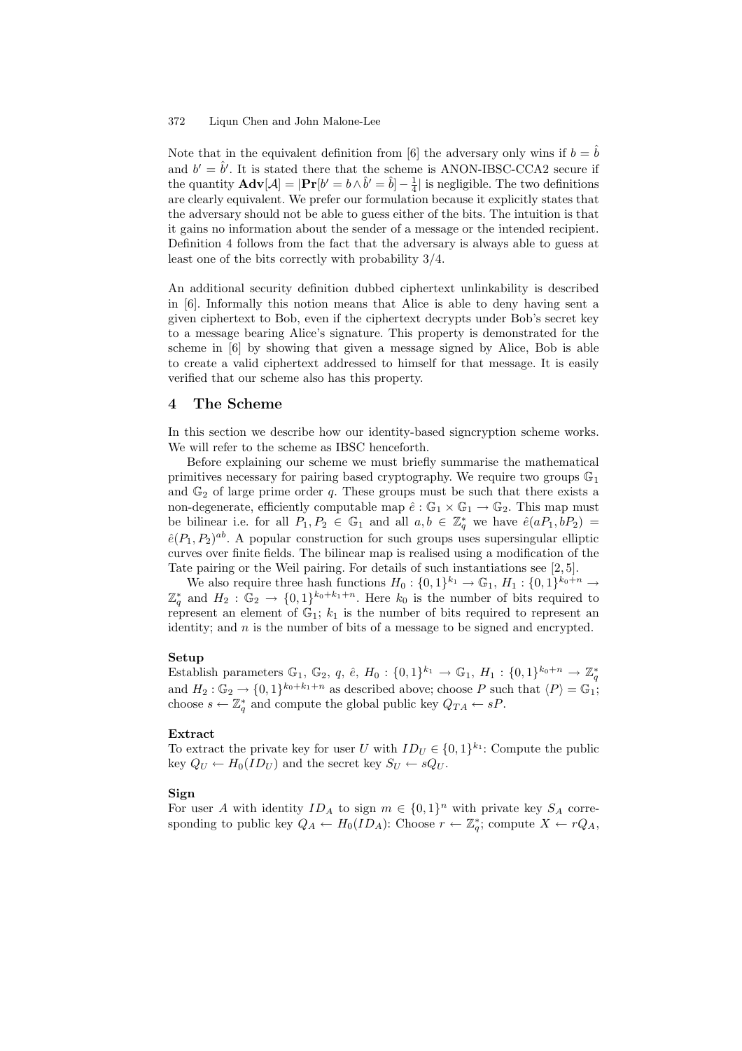Note that in the equivalent definition from [6] the adversary only wins if $b = \hat{b}$ and $b' = \hat{b}'$. It is stated there that the scheme is ANON-IBSC-CCA2 secure if the quantity $\mathbf{Adv}[\mathcal{A}] = |\mathbf{Pr}[b' = b \wedge \hat{b}' = \hat{b}] - \frac{1}{4}|$ is negligible. The two definitions are clearly equivalent. We prefer our formulation because it explicitly states that the adversary should not be able to guess either of the bits. The intuition is that it gains no information about the sender of a message or the intended recipient. Definition 4 follows from the fact that the adversary is always able to guess at least one of the bits correctly with probability 3/4.

An additional security definition dubbed ciphertext unlinkability is described in [6]. Informally this notion means that Alice is able to deny having sent a given ciphertext to Bob, even if the ciphertext decrypts under Bob's secret key to a message bearing Alice's signature. This property is demonstrated for the scheme in [6] by showing that given a message signed by Alice, Bob is able to create a valid ciphertext addressed to himself for that message. It is easily verified that our scheme also has this property.

## 4 The Scheme

In this section we describe how our identity-based signcryption scheme works. We will refer to the scheme as IBSC henceforth.

Before explaining our scheme we must briefly summarise the mathematical primitives necessary for pairing based cryptography. We require two groups $\mathbb{G}_1$ and $\mathbb{G}_2$ of large prime order $q$. These groups must be such that there exists a non-degenerate, efficiently computable map $\hat{e} : \mathbb{G}_1 \times \mathbb{G}_1 \to \mathbb{G}_2$. This map must be bilinear i.e. for all $P_1, P_2 \in \mathbb{G}_1$ and all $a, b \in \mathbb{Z}_q^*$ we have $\hat{e}(aP_1, bP_2) = \hat{e}(P_1, P_2)^{ab}$. A popular construction for such groups uses supersingular elliptic curves over finite fields. The bilinear map is realised using a modification of the Tate pairing or the Weil pairing. For details of such instantiations see [2, 5].

We also require three hash functions $H_0 : \{0,1\}^{k_1} \to \mathbb{G}_1$, $H_1 : \{0,1\}^{k_0+n} \to \mathbb{Z}_q^*$ and $H_2 : \mathbb{G}_2 \to \{0,1\}^{k_0+k_1+n}$. Here $k_0$ is the number of bits required to represent an element of $\mathbb{G}_1$; $k_1$ is the number of bits required to represent an identity; and $n$ is the number of bits of a message to be signed and encrypted.

**Setup**
Establish parameters $\mathbb{G}_1$, $\mathbb{G}_2$, $q$, $\hat{e}$, $H_0 : \{0,1\}^{k_1} \to \mathbb{G}_1$, $H_1 : \{0,1\}^{k_0+n} \to \mathbb{Z}_q^*$ and $H_2 : \mathbb{G}_2 \to \{0,1\}^{k_0+k_1+n}$ as described above; choose $P$ such that $\langle P \rangle = \mathbb{G}_1$; choose $s \leftarrow \mathbb{Z}_q^*$ and compute the global public key $Q_{TA} \leftarrow sP$.

**Extract**
To extract the private key for user $U$ with $ID_U \in \{0,1\}^{k_1}$: Compute the public key $Q_U \leftarrow H_0(ID_U)$ and the secret key $S_U \leftarrow sQ_U$.

**Sign**
For user $A$ with identity $ID_A$ to sign $m \in \{0,1\}^n$ with private key $S_A$ corresponding to public key $Q_A \leftarrow H_0(ID_A)$: Choose $r \leftarrow \mathbb{Z}_q^*$; compute $X \leftarrow rQ_A$,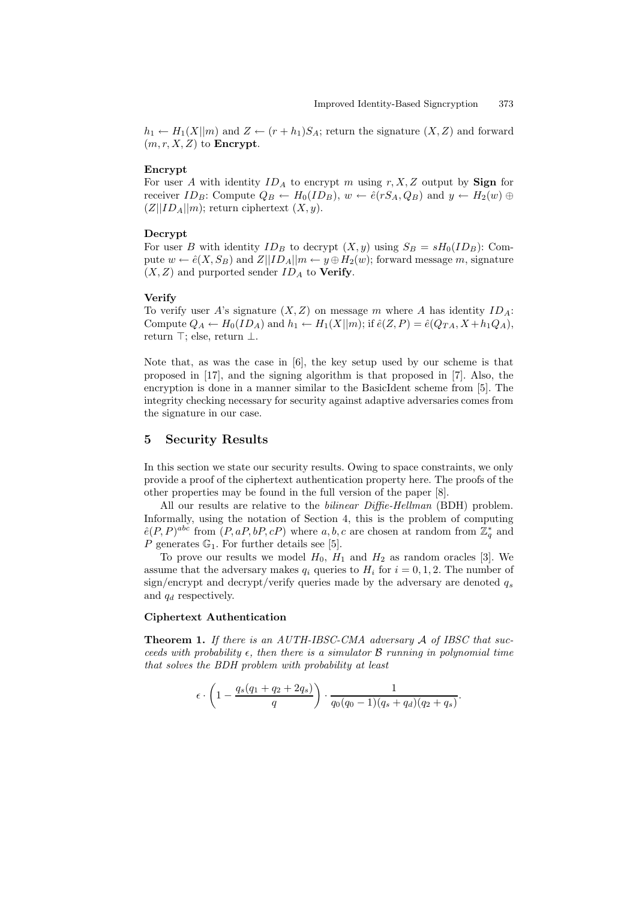$h_1 \leftarrow H_1(X||m)$ and $Z \leftarrow (r + h_1)S_A$; return the signature $(X, Z)$ and forward $(m, r, X, Z)$ to **Encrypt**.

**Encrypt**

For user $A$ with identity $ID_A$ to encrypt $m$ using $r, X, Z$ output by **Sign** for receiver $ID_B$: Compute $Q_B \leftarrow H_0(ID_B)$, $w \leftarrow \hat{e}(rS_A, Q_B)$ and $y \leftarrow H_2(w) \oplus (Z||ID_A||m)$; return ciphertext $(X, y)$.

**Decrypt**

For user $B$ with identity $ID_B$ to decrypt $(X, y)$ using $S_B = sH_0(ID_B)$: Compute $w \leftarrow \hat{e}(X, S_B)$ and $Z||ID_A||m \leftarrow y \oplus H_2(w)$; forward message $m$, signature $(X, Z)$ and purported sender $ID_A$ to **Verify**.

**Verify**

To verify user $A$'s signature $(X, Z)$ on message $m$ where $A$ has identity $ID_A$: Compute $Q_A \leftarrow H_0(ID_A)$ and $h_1 \leftarrow H_1(X||m)$; if $\hat{e}(Z, P) = \hat{e}(Q_{TA}, X + h_1 Q_A)$, return $\top$; else, return $\bot$.

Note that, as was the case in [6], the key setup used by our scheme is that proposed in [17], and the signing algorithm is that proposed in [7]. Also, the encryption is done in a manner similar to the BasicIdent scheme from [5]. The integrity checking necessary for security against adaptive adversaries comes from the signature in our case.

## 5 Security Results

In this section we state our security results. Owing to space constraints, we only provide a proof of the ciphertext authentication property here. The proofs of the other properties may be found in the full version of the paper [8].

All our results are relative to the *bilinear Diffie-Hellman* (BDH) problem. Informally, using the notation of Section 4, this is the problem of computing $\hat{e}(P, P)^{abc}$ from $(P, aP, bP, cP)$ where $a, b, c$ are chosen at random from $\mathbb{Z}_q^*$ and $P$ generates $\mathbb{G}_1$. For further details see [5].

To prove our results we model $H_0$, $H_1$ and $H_2$ as random oracles [3]. We assume that the adversary makes $q_i$ queries to $H_i$ for $i = 0, 1, 2$. The number of sign/encrypt and decrypt/verify queries made by the adversary are denoted $q_s$ and $q_d$ respectively.

**Ciphertext Authentication**

**Theorem 1.** *If there is an AUTH-IBSC-CMA adversary $\mathcal{A}$ of IBSC that succeeds with probability $\epsilon$, then there is a simulator $\mathcal{B}$ running in polynomial time that solves the BDH problem with probability at least*

$$\epsilon \cdot \left(1 - \frac{q_s(q_1 + q_2 + 2q_s)}{q}\right) \cdot \frac{1}{q_0(q_0 - 1)(q_s + q_d)(q_2 + q_s)}.$$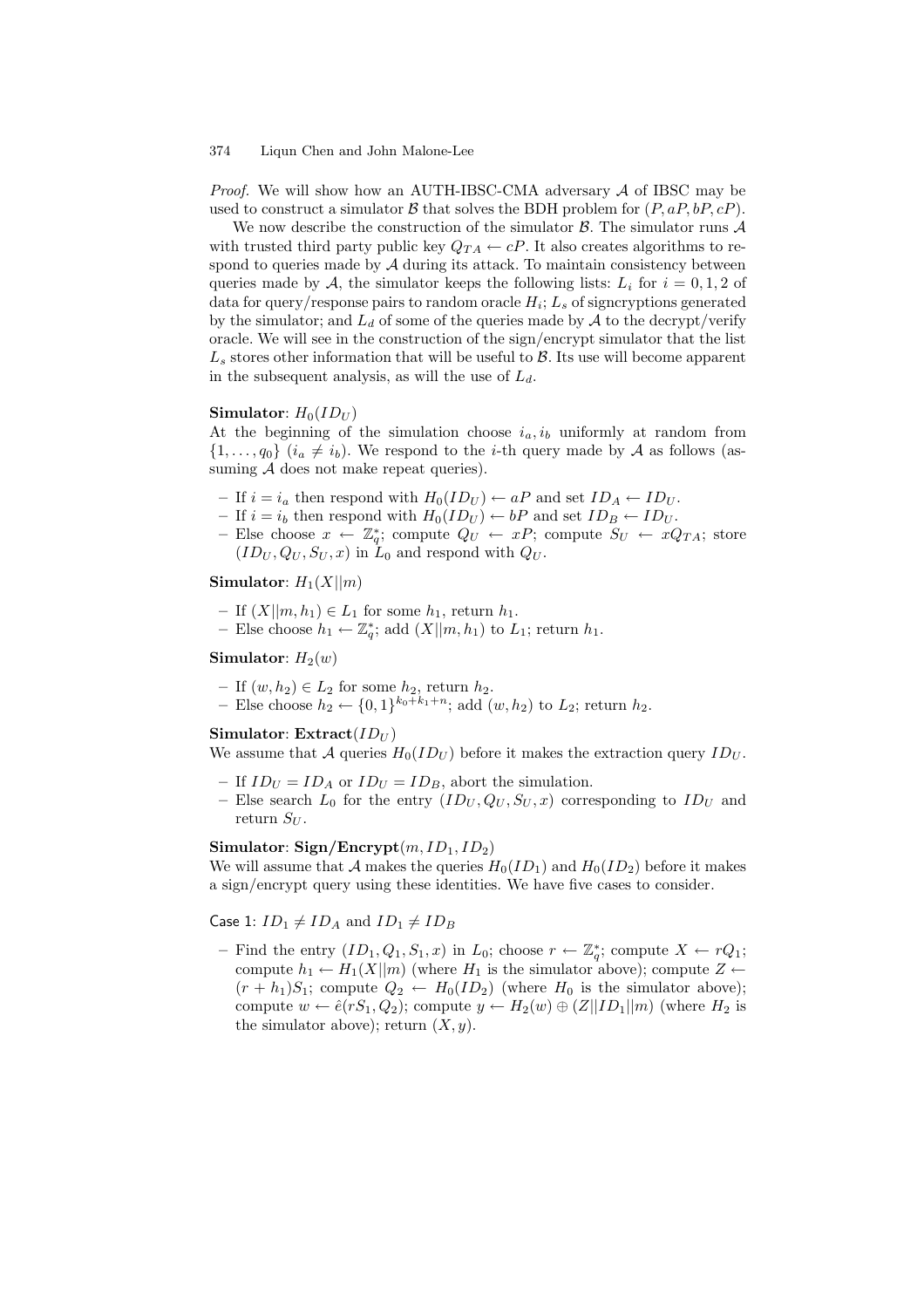*Proof.* We will show how an AUTH-IBSC-CMA adversary $\mathcal{A}$ of IBSC may be used to construct a simulator $\mathcal{B}$ that solves the BDH problem for $(P, aP, bP, cP)$.

We now describe the construction of the simulator $\mathcal{B}$. The simulator runs $\mathcal{A}$ with trusted third party public key $Q_{TA} \leftarrow cP$. It also creates algorithms to respond to queries made by $\mathcal{A}$ during its attack. To maintain consistency between queries made by $\mathcal{A}$, the simulator keeps the following lists: $L_i$ for $i = 0, 1, 2$ of data for query/response pairs to random oracle $H_i$; $L_s$ of signcryptions generated by the simulator; and $L_d$ of some of the queries made by $\mathcal{A}$ to the decrypt/verify oracle. We will see in the construction of the sign/encrypt simulator that the list $L_s$ stores other information that will be useful to $\mathcal{B}$. Its use will become apparent in the subsequent analysis, as will the use of $L_d$.

**Simulator**: $H_0(ID_U)$
At the beginning of the simulation choose $i_a, i_b$ uniformly at random from $\{1, \ldots, q_0\}$ ($i_a \neq i_b$). We respond to the $i$-th query made by $\mathcal{A}$ as follows (assuming $\mathcal{A}$ does not make repeat queries).

- If $i = i_a$ then respond with $H_0(ID_U) \leftarrow aP$ and set $ID_A \leftarrow ID_U$.
- If $i = i_b$ then respond with $H_0(ID_U) \leftarrow bP$ and set $ID_B \leftarrow ID_U$.
- Else choose $x \leftarrow \mathbb{Z}_q^*$; compute $Q_U \leftarrow xP$; compute $S_U \leftarrow xQ_{TA}$; store $(ID_U, Q_U, S_U, x)$ in $L_0$ and respond with $Q_U$.

**Simulator**: $H_1(X||m)$

- If $(X||m, h_1) \in L_1$ for some $h_1$, return $h_1$.
- Else choose $h_1 \leftarrow \mathbb{Z}_q^*$; add $(X||m, h_1)$ to $L_1$; return $h_1$.

**Simulator**: $H_2(w)$

- If $(w, h_2) \in L_2$ for some $h_2$, return $h_2$.
- Else choose $h_2 \leftarrow \{0,1\}^{k_0+k_1+n}$; add $(w, h_2)$ to $L_2$; return $h_2$.

**Simulator**: **Extract**$(ID_U)$
We assume that $\mathcal{A}$ queries $H_0(ID_U)$ before it makes the extraction query $ID_U$.

- If $ID_U = ID_A$ or $ID_U = ID_B$, abort the simulation.
- Else search $L_0$ for the entry $(ID_U, Q_U, S_U, x)$ corresponding to $ID_U$ and return $S_U$.

**Simulator**: **Sign/Encrypt**$(m, ID_1, ID_2)$
We will assume that $\mathcal{A}$ makes the queries $H_0(ID_1)$ and $H_0(ID_2)$ before it makes a sign/encrypt query using these identities. We have five cases to consider.

Case 1: $ID_1 \neq ID_A$ and $ID_1 \neq ID_B$

- Find the entry $(ID_1, Q_1, S_1, x)$ in $L_0$; choose $r \leftarrow \mathbb{Z}_q^*$; compute $X \leftarrow rQ_1$; compute $h_1 \leftarrow H_1(X||m)$ (where $H_1$ is the simulator above); compute $Z \leftarrow (r + h_1)S_1$; compute $Q_2 \leftarrow H_0(ID_2)$ (where $H_0$ is the simulator above); compute $w \leftarrow \hat{e}(rS_1, Q_2)$; compute $y \leftarrow H_2(w) \oplus (Z||ID_1||m)$ (where $H_2$ is the simulator above); return $(X, y)$.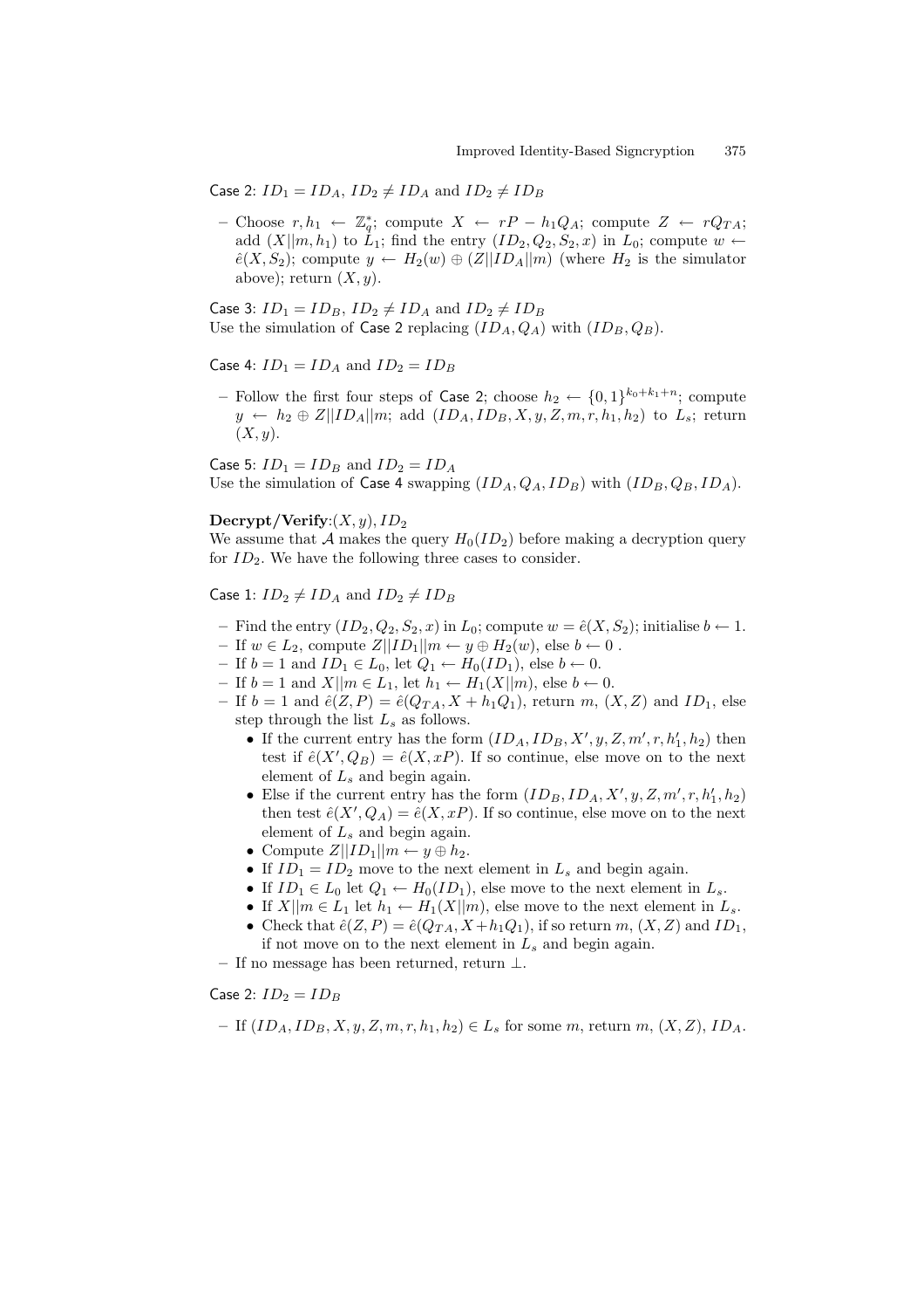Case 2: $ID_1 = ID_A$, $ID_2 \neq ID_A$ and $ID_2 \neq ID_B$

- Choose $r, h_1 \leftarrow \mathbb{Z}_q^*$; compute $X \leftarrow rP - h_1 Q_A$; compute $Z \leftarrow rQ_{TA}$; add $(X||m, h_1)$ to $L_1$; find the entry $(ID_2, Q_2, S_2, x)$ in $L_0$; compute $w \leftarrow \hat{e}(X, S_2)$; compute $y \leftarrow H_2(w) \oplus (Z||ID_A||m)$ (where $H_2$ is the simulator above); return $(X, y)$.

Case 3: $ID_1 = ID_B$, $ID_2 \neq ID_A$ and $ID_2 \neq ID_B$
Use the simulation of Case 2 replacing $(ID_A, Q_A)$ with $(ID_B, Q_B)$.

Case 4: $ID_1 = ID_A$ and $ID_2 = ID_B$

- Follow the first four steps of Case 2; choose $h_2 \leftarrow \{0,1\}^{k_0+k_1+n}$; compute $y \leftarrow h_2 \oplus Z||ID_A||m$; add $(ID_A, ID_B, X, y, Z, m, r, h_1, h_2)$ to $L_s$; return $(X, y)$.

Case 5: $ID_1 = ID_B$ and $ID_2 = ID_A$
Use the simulation of Case 4 swapping $(ID_A, Q_A, ID_B)$ with $(ID_B, Q_B, ID_A)$.

**Decrypt/Verify**:$(X, y), ID_2$
We assume that $\mathcal{A}$ makes the query $H_0(ID_2)$ before making a decryption query for $ID_2$. We have the following three cases to consider.

Case 1: $ID_2 \neq ID_A$ and $ID_2 \neq ID_B$

- Find the entry $(ID_2, Q_2, S_2, x)$ in $L_0$; compute $w = \hat{e}(X, S_2)$; initialise $b \leftarrow 1$.
- If $w \in L_2$, compute $Z||ID_1||m \leftarrow y \oplus H_2(w)$, else $b \leftarrow 0$ .
- If $b = 1$ and $ID_1 \in L_0$, let $Q_1 \leftarrow H_0(ID_1)$, else $b \leftarrow 0$.
- If $b = 1$ and $X||m \in L_1$, let $h_1 \leftarrow H_1(X||m)$, else $b \leftarrow 0$.
- If $b = 1$ and $\hat{e}(Z, P) = \hat{e}(Q_{TA}, X + h_1 Q_1)$, return $m$, $(X, Z)$ and $ID_1$, else step through the list $L_s$ as follows.
  - If the current entry has the form $(ID_A, ID_B, X', y, Z, m', r, h_1', h_2)$ then test if $\hat{e}(X', Q_B) = \hat{e}(X, xP)$. If so continue, else move on to the next element of $L_s$ and begin again.
  - Else if the current entry has the form $(ID_B, ID_A, X', y, Z, m', r, h_1', h_2)$ then test $\hat{e}(X', Q_A) = \hat{e}(X, xP)$. If so continue, else move on to the next element of $L_s$ and begin again.
  - Compute $Z||ID_1||m \leftarrow y \oplus h_2$.
  - If $ID_1 = ID_2$ move to the next element in $L_s$ and begin again.
  - If $ID_1 \in L_0$ let $Q_1 \leftarrow H_0(ID_1)$, else move to the next element in $L_s$.
  - If $X||m \in L_1$ let $h_1 \leftarrow H_1(X||m)$, else move to the next element in $L_s$.
  - Check that $\hat{e}(Z, P) = \hat{e}(Q_{TA}, X + h_1 Q_1)$, if so return $m$, $(X, Z)$ and $ID_1$, if not move on to the next element in $L_s$ and begin again.
- If no message has been returned, return $\perp$.

Case 2: $ID_2 = ID_B$

- If $(ID_A, ID_B, X, y, Z, m, r, h_1, h_2) \in L_s$ for some $m$, return $m$, $(X, Z)$, $ID_A$.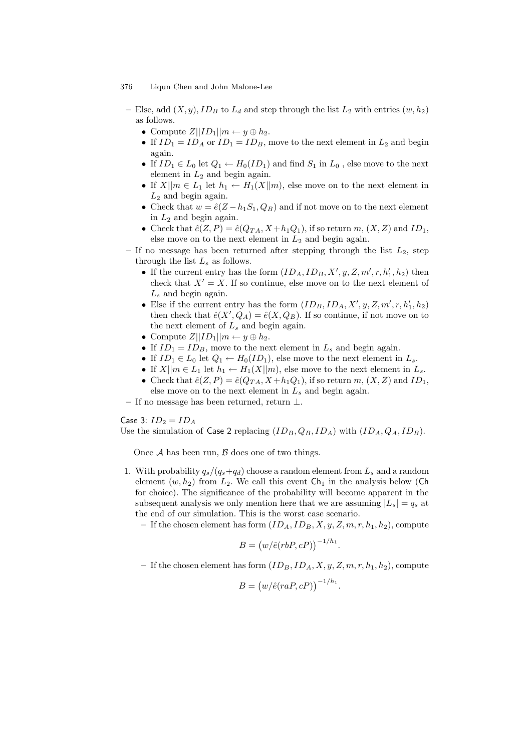– Else, add $(X, y), ID_B$ to $L_d$ and step through the list $L_2$ with entries $(w, h_2)$ as follows.
  - Compute $Z||ID_1||m \leftarrow y \oplus h_2$.
  - If $ID_1 = ID_A$ or $ID_1 = ID_B$, move to the next element in $L_2$ and begin again.
  - If $ID_1 \in L_0$ let $Q_1 \leftarrow H_0(ID_1)$ and find $S_1$ in $L_0$ , else move to the next element in $L_2$ and begin again.
  - If $X||m \in L_1$ let $h_1 \leftarrow H_1(X||m)$, else move on to the next element in $L_2$ and begin again.
  - Check that $w = \hat{e}(Z - h_1 S_1, Q_B)$ and if not move on to the next element in $L_2$ and begin again.
  - Check that $\hat{e}(Z, P) = \hat{e}(Q_{TA}, X + h_1 Q_1)$, if so return $m$, $(X, Z)$ and $ID_1$, else move on to the next element in $L_2$ and begin again.

– If no message has been returned after stepping through the list $L_2$, step through the list $L_s$ as follows.
  - If the current entry has the form $(ID_A, ID_B, X', y, Z, m', r, h_1', h_2)$ then check that $X' = X$. If so continue, else move on to the next element of $L_s$ and begin again.
  - Else if the current entry has the form $(ID_B, ID_A, X', y, Z, m', r, h_1', h_2)$ then check that $\hat{e}(X', Q_A) = \hat{e}(X, Q_B)$. If so continue, if not move on to the next element of $L_s$ and begin again.
  - Compute $Z||ID_1||m \leftarrow y \oplus h_2$.
  - If $ID_1 = ID_B$, move to the next element in $L_s$ and begin again.
  - If $ID_1 \in L_0$ let $Q_1 \leftarrow H_0(ID_1)$, else move to the next element in $L_s$.
  - If $X||m \in L_1$ let $h_1 \leftarrow H_1(X||m)$, else move to the next element in $L_s$.
  - Check that $\hat{e}(Z, P) = \hat{e}(Q_{TA}, X + h_1 Q_1)$, if so return $m$, $(X, Z)$ and $ID_1$, else move on to the next element in $L_s$ and begin again.

– If no message has been returned, return $\perp$.

Case 3: $ID_2 = ID_A$
Use the simulation of Case 2 replacing $(ID_B, Q_B, ID_A)$ with $(ID_A, Q_A, ID_B)$.

Once $\mathcal{A}$ has been run, $\mathcal{B}$ does one of two things.

1. With probability $q_s/(q_s+q_d)$ choose a random element from $L_s$ and a random element $(w, h_2)$ from $L_2$. We call this event $\mathsf{Ch}_1$ in the analysis below (Ch for choice). The significance of the probability will become apparent in the subsequent analysis we only mention here that we are assuming $|L_s| = q_s$ at the end of our simulation. This is the worst case scenario.
   – If the chosen element has form $(ID_A, ID_B, X, y, Z, m, r, h_1, h_2)$, compute
   $$B = \left(w/\hat{e}(rbP, cP)\right)^{-1/h_1}.$$
   – If the chosen element has form $(ID_B, ID_A, X, y, Z, m, r, h_1, h_2)$, compute
   $$B = \left(w/\hat{e}(raP, cP)\right)^{-1/h_1}.$$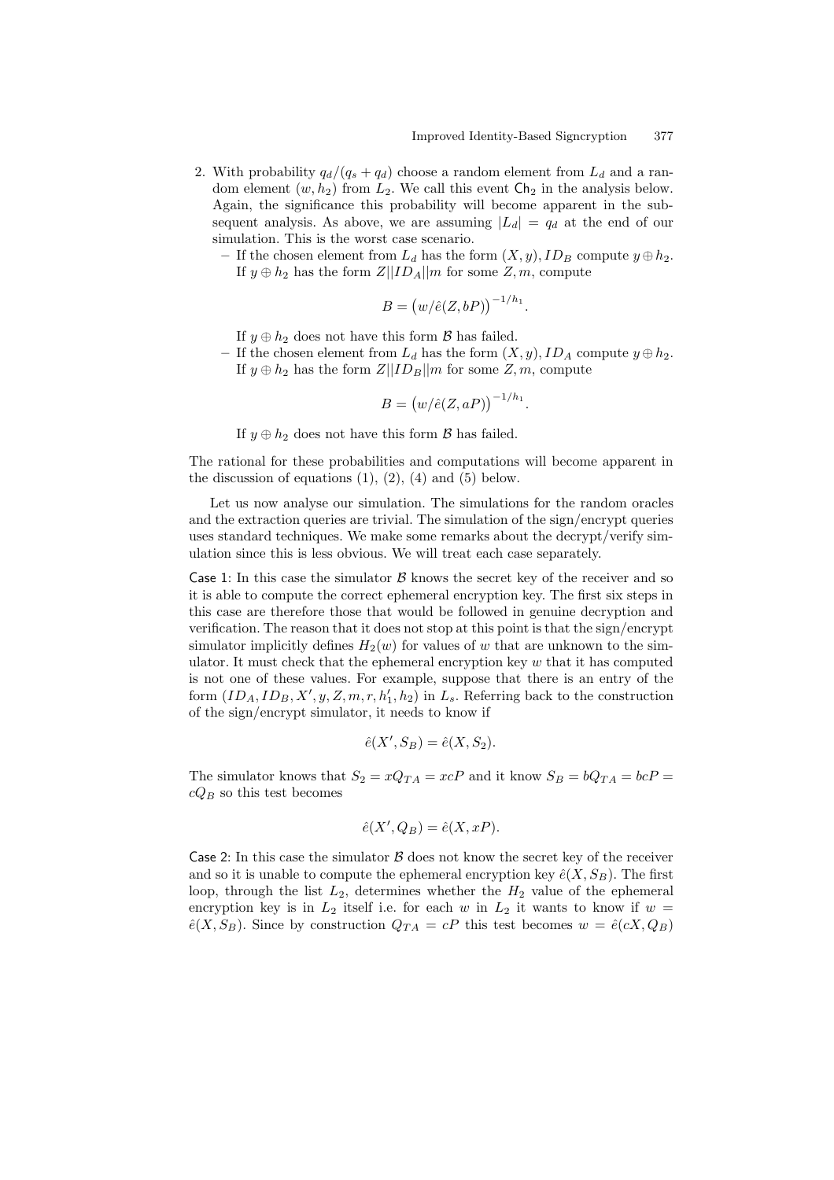2. With probability $q_d/(q_s + q_d)$ choose a random element from $L_d$ and a random element $(w, h_2)$ from $L_2$. We call this event $\mathsf{Ch}_2$ in the analysis below. Again, the significance this probability will become apparent in the subsequent analysis. As above, we are assuming $|L_d| = q_d$ at the end of our simulation. This is the worst case scenario.
   - If the chosen element from $L_d$ has the form $(X, y), ID_B$ compute $y \oplus h_2$. If $y \oplus h_2$ has the form $Z||ID_A||m$ for some $Z, m$, compute

$$B = \left(w/\hat{e}(Z, bP)\right)^{-1/h_1}.$$

     If $y \oplus h_2$ does not have this form $\mathcal{B}$ has failed.
   - If the chosen element from $L_d$ has the form $(X, y), ID_A$ compute $y \oplus h_2$. If $y \oplus h_2$ has the form $Z||ID_B||m$ for some $Z, m$, compute

$$B = \left(w/\hat{e}(Z, aP)\right)^{-1/h_1}.$$

     If $y \oplus h_2$ does not have this form $\mathcal{B}$ has failed.

The rational for these probabilities and computations will become apparent in the discussion of equations (1), (2), (4) and (5) below.

Let us now analyse our simulation. The simulations for the random oracles and the extraction queries are trivial. The simulation of the sign/encrypt queries uses standard techniques. We make some remarks about the decrypt/verify simulation since this is less obvious. We will treat each case separately.

Case 1: In this case the simulator $\mathcal{B}$ knows the secret key of the receiver and so it is able to compute the correct ephemeral encryption key. The first six steps in this case are therefore those that would be followed in genuine decryption and verification. The reason that it does not stop at this point is that the sign/encrypt simulator implicitly defines $H_2(w)$ for values of $w$ that are unknown to the simulator. It must check that the ephemeral encryption key $w$ that it has computed is not one of these values. For example, suppose that there is an entry of the form $(ID_A, ID_B, X', y, Z, m, r, h_1', h_2)$ in $L_s$. Referring back to the construction of the sign/encrypt simulator, it needs to know if

$$\hat{e}(X', S_B) = \hat{e}(X, S_2).$$

The simulator knows that $S_2 = xQ_{TA} = xcP$ and it know $S_B = bQ_{TA} = bcP = cQ_B$ so this test becomes

$$\hat{e}(X', Q_B) = \hat{e}(X, xP).$$

Case 2: In this case the simulator $\mathcal{B}$ does not know the secret key of the receiver and so it is unable to compute the ephemeral encryption key $\hat{e}(X, S_B)$. The first loop, through the list $L_2$, determines whether the $H_2$ value of the ephemeral encryption key is in $L_2$ itself i.e. for each $w$ in $L_2$ it wants to know if $w = \hat{e}(X, S_B)$. Since by construction $Q_{TA} = cP$ this test becomes $w = \hat{e}(cX, Q_B)$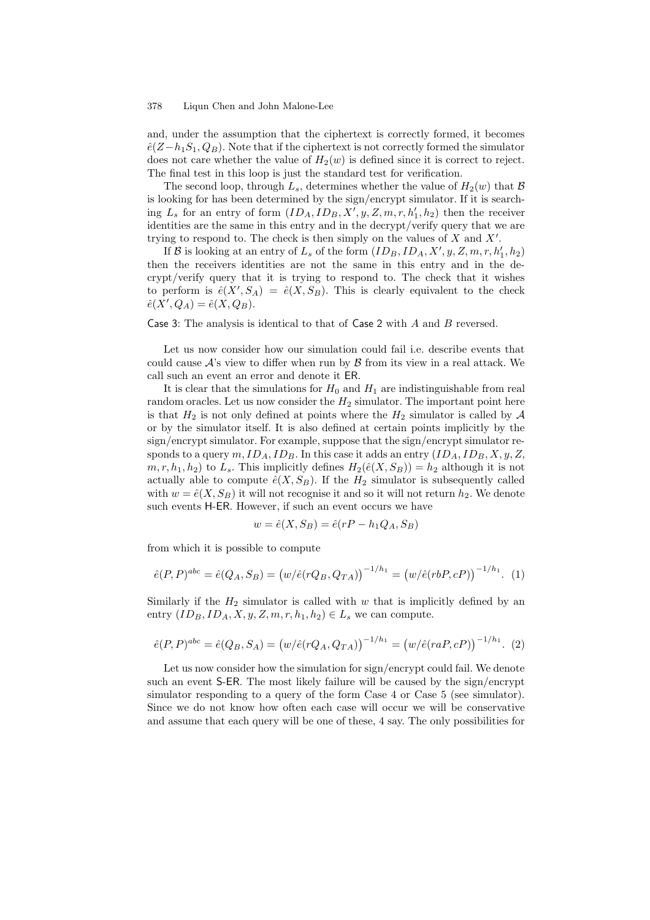and, under the assumption that the ciphertext is correctly formed, it becomes $\hat{e}(Z - h_1 S_1, Q_B)$. Note that if the ciphertext is not correctly formed the simulator does not care whether the value of $H_2(w)$ is defined since it is correct to reject. The final test in this loop is just the standard test for verification.

The second loop, through $L_s$, determines whether the value of $H_2(w)$ that $\mathcal{B}$ is looking for has been determined by the sign/encrypt simulator. If it is searching $L_s$ for an entry of form $(ID_A, ID_B, X', y, Z, m, r, h_1', h_2)$ then the receiver identities are the same in this entry and in the decrypt/verify query that we are trying to respond to. The check is then simply on the values of $X$ and $X'$.

If $\mathcal{B}$ is looking at an entry of $L_s$ of the form $(ID_B, ID_A, X', y, Z, m, r, h_1', h_2)$ then the receivers identities are not the same in this entry and in the decrypt/verify query that it is trying to respond to. The check that it wishes to perform is $\hat{e}(X', S_A) = \hat{e}(X, S_B)$. This is clearly equivalent to the check $\hat{e}(X', Q_A) = \hat{e}(X, Q_B)$.

Case 3: The analysis is identical to that of Case 2 with $A$ and $B$ reversed.

Let us now consider how our simulation could fail i.e. describe events that could cause $\mathcal{A}$'s view to differ when run by $\mathcal{B}$ from its view in a real attack. We call such an event an error and denote it ER.

It is clear that the simulations for $H_0$ and $H_1$ are indistinguishable from real random oracles. Let us now consider the $H_2$ simulator. The important point here is that $H_2$ is not only defined at points where the $H_2$ simulator is called by $\mathcal{A}$ or by the simulator itself. It is also defined at certain points implicitly by the sign/encrypt simulator. For example, suppose that the sign/encrypt simulator responds to a query $m, ID_A, ID_B$. In this case it adds an entry $(ID_A, ID_B, X, y, Z, m, r, h_1, h_2)$ to $L_s$. This implicitly defines $H_2(\hat{e}(X, S_B)) = h_2$ although it is not actually able to compute $\hat{e}(X, S_B)$. If the $H_2$ simulator is subsequently called with $w = \hat{e}(X, S_B)$ it will not recognise it and so it will not return $h_2$. We denote such events H-ER. However, if such an event occurs we have

$$w = \hat{e}(X, S_B) = \hat{e}(rP - h_1 Q_A, S_B)$$

from which it is possible to compute

$$\hat{e}(P, P)^{abc} = \hat{e}(Q_A, S_B) = \left(w/\hat{e}(rQ_B, Q_{TA})\right)^{-1/h_1} = \left(w/\hat{e}(rbP, cP)\right)^{-1/h_1}. \quad (1)$$

Similarly if the $H_2$ simulator is called with $w$ that is implicitly defined by an entry $(ID_B, ID_A, X, y, Z, m, r, h_1, h_2) \in L_s$ we can compute.

$$\hat{e}(P, P)^{abc} = \hat{e}(Q_B, S_A) = \left(w/\hat{e}(rQ_A, Q_{TA})\right)^{-1/h_1} = \left(w/\hat{e}(raP, cP)\right)^{-1/h_1}. \quad (2)$$

Let us now consider how the simulation for sign/encrypt could fail. We denote such an event S-ER. The most likely failure will be caused by the sign/encrypt simulator responding to a query of the form Case 4 or Case 5 (see simulator). Since we do not know how often each case will occur we will be conservative and assume that each query will be one of these, 4 say. The only possibilities for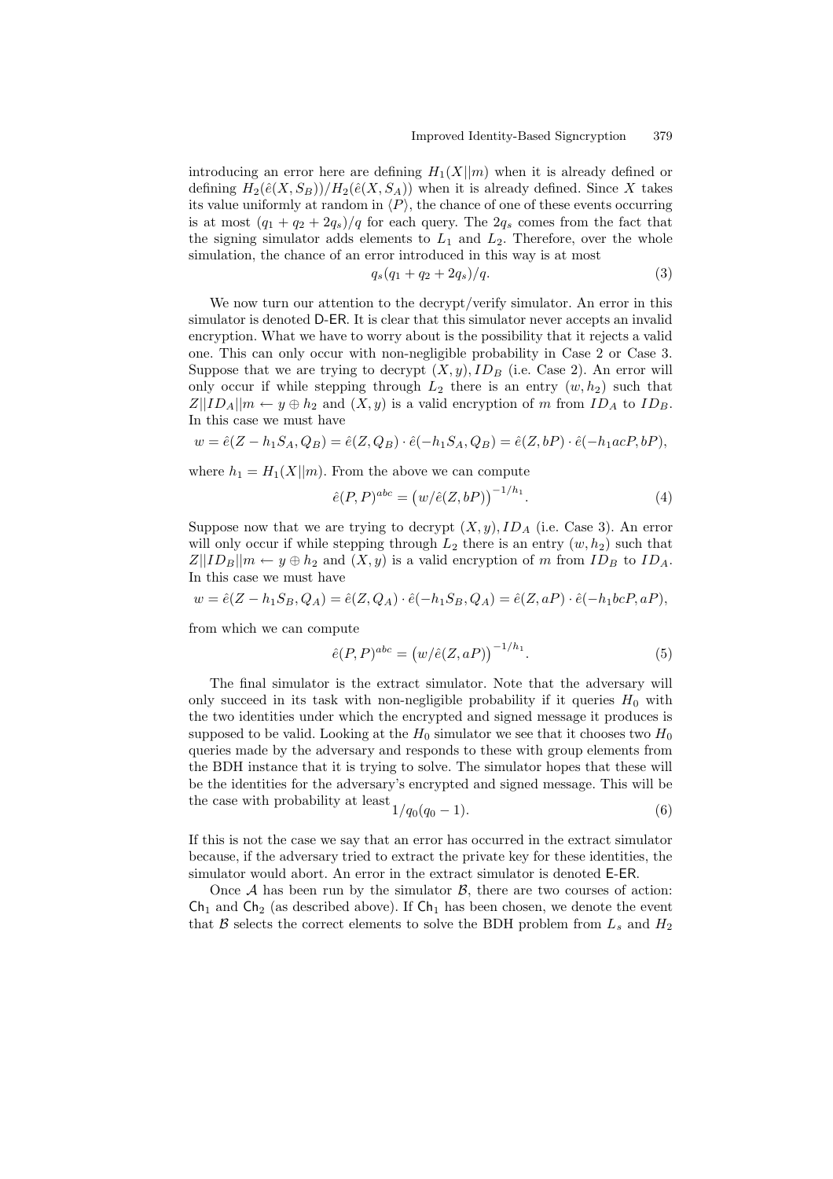introducing an error here are defining $H_1(X||m)$ when it is already defined or defining $H_2(\hat{e}(X, S_B))/H_2(\hat{e}(X, S_A))$ when it is already defined. Since $X$ takes its value uniformly at random in $\langle P \rangle$, the chance of one of these events occurring is at most $(q_1 + q_2 + 2q_s)/q$ for each query. The $2q_s$ comes from the fact that the signing simulator adds elements to $L_1$ and $L_2$. Therefore, over the whole simulation, the chance of an error introduced in this way is at most

$$q_s(q_1 + q_2 + 2q_s)/q. \tag{3}$$

We now turn our attention to the decrypt/verify simulator. An error in this simulator is denoted D-ER. It is clear that this simulator never accepts an invalid encryption. What we have to worry about is the possibility that it rejects a valid one. This can only occur with non-negligible probability in Case 2 or Case 3. Suppose that we are trying to decrypt $(X, y), ID_B$ (i.e. Case 2). An error will only occur if while stepping through $L_2$ there is an entry $(w, h_2)$ such that $Z||ID_A||m \leftarrow y \oplus h_2$ and $(X, y)$ is a valid encryption of $m$ from $ID_A$ to $ID_B$. In this case we must have

$$w = \hat{e}(Z - h_1 S_A, Q_B) = \hat{e}(Z, Q_B) \cdot \hat{e}(-h_1 S_A, Q_B) = \hat{e}(Z, bP) \cdot \hat{e}(-h_1 acP, bP),$$

where $h_1 = H_1(X||m)$. From the above we can compute

$$\hat{e}(P, P)^{abc} = \left(w/\hat{e}(Z, bP)\right)^{-1/h_1}. \tag{4}$$

Suppose now that we are trying to decrypt $(X, y), ID_A$ (i.e. Case 3). An error will only occur if while stepping through $L_2$ there is an entry $(w, h_2)$ such that $Z||ID_B||m \leftarrow y \oplus h_2$ and $(X, y)$ is a valid encryption of $m$ from $ID_B$ to $ID_A$. In this case we must have

$$w = \hat{e}(Z - h_1 S_B, Q_A) = \hat{e}(Z, Q_A) \cdot \hat{e}(-h_1 S_B, Q_A) = \hat{e}(Z, aP) \cdot \hat{e}(-h_1 bcP, aP),$$

from which we can compute

$$\hat{e}(P, P)^{abc} = \left(w/\hat{e}(Z, aP)\right)^{-1/h_1}. \tag{5}$$

The final simulator is the extract simulator. Note that the adversary will only succeed in its task with non-negligible probability if it queries $H_0$ with the two identities under which the encrypted and signed message it produces is supposed to be valid. Looking at the $H_0$ simulator we see that it chooses two $H_0$ queries made by the adversary and responds to these with group elements from the BDH instance that it is trying to solve. The simulator hopes that these will be the identities for the adversary's encrypted and signed message. This will be the case with probability at least

$$1/q_0(q_0 - 1). \tag{6}$$

If this is not the case we say that an error has occurred in the extract simulator because, if the adversary tried to extract the private key for these identities, the simulator would abort. An error in the extract simulator is denoted E-ER.

Once $\mathcal{A}$ has been run by the simulator $\mathcal{B}$, there are two courses of action: $\mathsf{Ch}_1$ and $\mathsf{Ch}_2$ (as described above). If $\mathsf{Ch}_1$ has been chosen, we denote the event that $\mathcal{B}$ selects the correct elements to solve the BDH problem from $L_s$ and $H_2$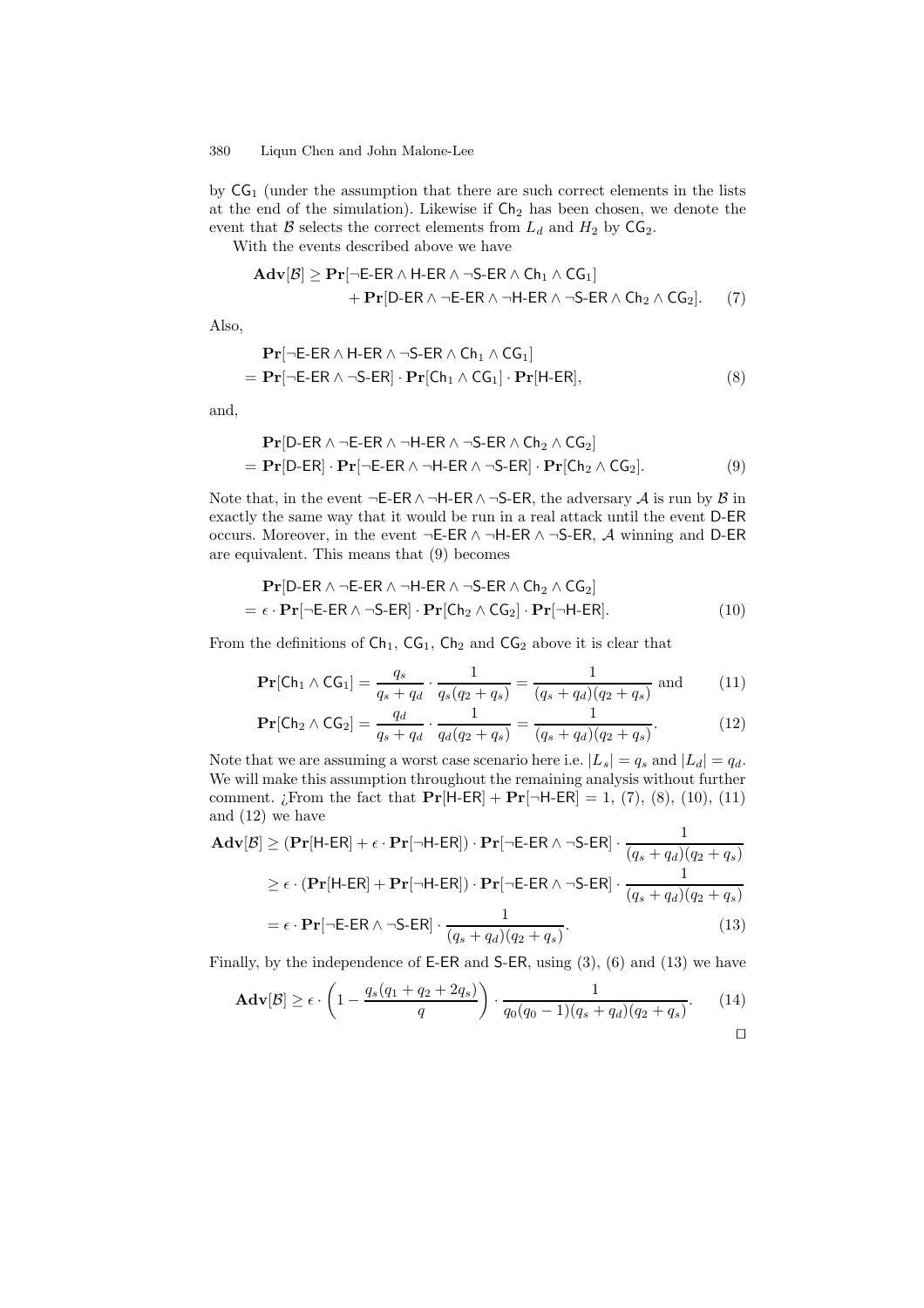by $\mathsf{CG}_1$ (under the assumption that there are such correct elements in the lists at the end of the simulation). Likewise if $\mathsf{Ch}_2$ has been chosen, we denote the event that $\mathcal{B}$ selects the correct elements from $L_d$ and $H_2$ by $\mathsf{CG}_2$.

With the events described above we have

$$\begin{aligned}\mathbf{Adv}[\mathcal{B}] \geq \mathbf{Pr}[\neg\mathsf{E\text{-}ER} \wedge \mathsf{H\text{-}ER} \wedge \neg\mathsf{S\text{-}ER} \wedge \mathsf{Ch}_1 \wedge \mathsf{CG}_1] \\ + \mathbf{Pr}[\mathsf{D\text{-}ER} \wedge \neg\mathsf{E\text{-}ER} \wedge \neg\mathsf{H\text{-}ER} \wedge \neg\mathsf{S\text{-}ER} \wedge \mathsf{Ch}_2 \wedge \mathsf{CG}_2]. \quad (7)\end{aligned}$$

Also,

$$\begin{aligned}&\mathbf{Pr}[\neg\mathsf{E\text{-}ER} \wedge \mathsf{H\text{-}ER} \wedge \neg\mathsf{S\text{-}ER} \wedge \mathsf{Ch}_1 \wedge \mathsf{CG}_1] \\ &= \mathbf{Pr}[\neg\mathsf{E\text{-}ER} \wedge \neg\mathsf{S\text{-}ER}] \cdot \mathbf{Pr}[\mathsf{Ch}_1 \wedge \mathsf{CG}_1] \cdot \mathbf{Pr}[\mathsf{H\text{-}ER}], \quad (8)\end{aligned}$$

and,

$$\begin{aligned}&\mathbf{Pr}[\mathsf{D\text{-}ER} \wedge \neg\mathsf{E\text{-}ER} \wedge \neg\mathsf{H\text{-}ER} \wedge \neg\mathsf{S\text{-}ER} \wedge \mathsf{Ch}_2 \wedge \mathsf{CG}_2] \\ &= \mathbf{Pr}[\mathsf{D\text{-}ER}] \cdot \mathbf{Pr}[\neg\mathsf{E\text{-}ER} \wedge \neg\mathsf{H\text{-}ER} \wedge \neg\mathsf{S\text{-}ER}] \cdot \mathbf{Pr}[\mathsf{Ch}_2 \wedge \mathsf{CG}_2]. \quad (9)\end{aligned}$$

Note that, in the event $\neg\mathsf{E\text{-}ER} \wedge \neg\mathsf{H\text{-}ER} \wedge \neg\mathsf{S\text{-}ER}$, the adversary $\mathcal{A}$ is run by $\mathcal{B}$ in exactly the same way that it would be run in a real attack until the event $\mathsf{D\text{-}ER}$ occurs. Moreover, in the event $\neg\mathsf{E\text{-}ER} \wedge \neg\mathsf{H\text{-}ER} \wedge \neg\mathsf{S\text{-}ER}$, $\mathcal{A}$ winning and $\mathsf{D\text{-}ER}$ are equivalent. This means that (9) becomes

$$\begin{aligned}&\mathbf{Pr}[\mathsf{D\text{-}ER} \wedge \neg\mathsf{E\text{-}ER} \wedge \neg\mathsf{H\text{-}ER} \wedge \neg\mathsf{S\text{-}ER} \wedge \mathsf{Ch}_2 \wedge \mathsf{CG}_2] \\ &= \epsilon \cdot \mathbf{Pr}[\neg\mathsf{E\text{-}ER} \wedge \neg\mathsf{S\text{-}ER}] \cdot \mathbf{Pr}[\mathsf{Ch}_2 \wedge \mathsf{CG}_2] \cdot \mathbf{Pr}[\neg\mathsf{H\text{-}ER}]. \quad (10)\end{aligned}$$

From the definitions of $\mathsf{Ch}_1$, $\mathsf{CG}_1$, $\mathsf{Ch}_2$ and $\mathsf{CG}_2$ above it is clear that

$$\mathbf{Pr}[\mathsf{Ch}_1 \wedge \mathsf{CG}_1] = \frac{q_s}{q_s + q_d} \cdot \frac{1}{q_s(q_2 + q_s)} = \frac{1}{(q_s + q_d)(q_2 + q_s)} \text{ and} \quad (11)$$

$$\mathbf{Pr}[\mathsf{Ch}_2 \wedge \mathsf{CG}_2] = \frac{q_d}{q_s + q_d} \cdot \frac{1}{q_d(q_2 + q_s)} = \frac{1}{(q_s + q_d)(q_2 + q_s)}. \quad (12)$$

Note that we are assuming a worst case scenario here i.e. $|L_s| = q_s$ and $|L_d| = q_d$. We will make this assumption throughout the remaining analysis without further comment. ¿From the fact that $\mathbf{Pr}[\mathsf{H\text{-}ER}] + \mathbf{Pr}[\neg\mathsf{H\text{-}ER}] = 1$, (7), (8), (10), (11) and (12) we have

$$\begin{aligned}\mathbf{Adv}[\mathcal{B}] &\geq (\mathbf{Pr}[\mathsf{H\text{-}ER}] + \epsilon \cdot \mathbf{Pr}[\neg\mathsf{H\text{-}ER}]) \cdot \mathbf{Pr}[\neg\mathsf{E\text{-}ER} \wedge \neg\mathsf{S\text{-}ER}] \cdot \frac{1}{(q_s + q_d)(q_2 + q_s)} \\ &\geq \epsilon \cdot (\mathbf{Pr}[\mathsf{H\text{-}ER}] + \mathbf{Pr}[\neg\mathsf{H\text{-}ER}]) \cdot \mathbf{Pr}[\neg\mathsf{E\text{-}ER} \wedge \neg\mathsf{S\text{-}ER}] \cdot \frac{1}{(q_s + q_d)(q_2 + q_s)} \\ &= \epsilon \cdot \mathbf{Pr}[\neg\mathsf{E\text{-}ER} \wedge \neg\mathsf{S\text{-}ER}] \cdot \frac{1}{(q_s + q_d)(q_2 + q_s)}. \quad (13)\end{aligned}$$

Finally, by the independence of $\mathsf{E\text{-}ER}$ and $\mathsf{S\text{-}ER}$, using (3), (6) and (13) we have

$$\mathbf{Adv}[\mathcal{B}] \geq \epsilon \cdot \left(1 - \frac{q_s(q_1 + q_2 + 2q_s)}{q}\right) \cdot \frac{1}{q_0(q_0 - 1)(q_s + q_d)(q_2 + q_s)}. \quad (14)$$

□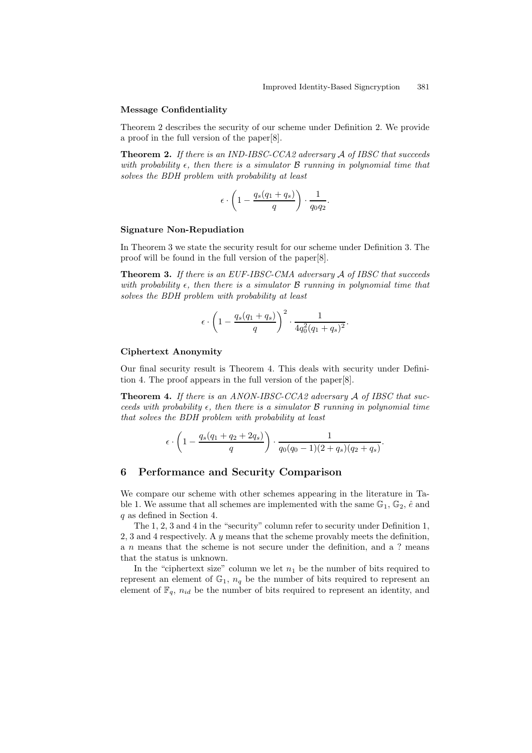### Message Confidentiality

Theorem 2 describes the security of our scheme under Definition 2. We provide a proof in the full version of the paper[8].

**Theorem 2.** *If there is an IND-IBSC-CCA2 adversary $\mathcal{A}$ of IBSC that succeeds with probability $\epsilon$, then there is a simulator $\mathcal{B}$ running in polynomial time that solves the BDH problem with probability at least*

$$\epsilon \cdot \left(1 - \frac{q_s(q_1 + q_s)}{q}\right) \cdot \frac{1}{q_0 q_2}.$$

### Signature Non-Repudiation

In Theorem 3 we state the security result for our scheme under Definition 3. The proof will be found in the full version of the paper[8].

**Theorem 3.** *If there is an EUF-IBSC-CMA adversary $\mathcal{A}$ of IBSC that succeeds with probability $\epsilon$, then there is a simulator $\mathcal{B}$ running in polynomial time that solves the BDH problem with probability at least*

$$\epsilon \cdot \left(1 - \frac{q_s(q_1 + q_s)}{q}\right)^2 \cdot \frac{1}{4q_0^2(q_1 + q_s)^2}.$$

### Ciphertext Anonymity

Our final security result is Theorem 4. This deals with security under Definition 4. The proof appears in the full version of the paper[8].

**Theorem 4.** *If there is an ANON-IBSC-CCA2 adversary $\mathcal{A}$ of IBSC that succeeds with probability $\epsilon$, then there is a simulator $\mathcal{B}$ running in polynomial time that solves the BDH problem with probability at least*

$$\epsilon \cdot \left(1 - \frac{q_s(q_1 + q_2 + 2q_s)}{q}\right) \cdot \frac{1}{q_0(q_0 - 1)(2 + q_s)(q_2 + q_s)}.$$

## 6 Performance and Security Comparison

We compare our scheme with other schemes appearing in the literature in Table 1. We assume that all schemes are implemented with the same $\mathbb{G}_1$, $\mathbb{G}_2$, $\hat{e}$ and $q$ as defined in Section 4.

The 1, 2, 3 and 4 in the "security" column refer to security under Definition 1, 2, 3 and 4 respectively. A $y$ means that the scheme provably meets the definition, a $n$ means that the scheme is not secure under the definition, and a ? means that the status is unknown.

In the "ciphertext size" column we let $n_1$ be the number of bits required to represent an element of $\mathbb{G}_1$, $n_q$ be the number of bits required to represent an element of $\mathbb{F}_q$, $n_{id}$ be the number of bits required to represent an identity, and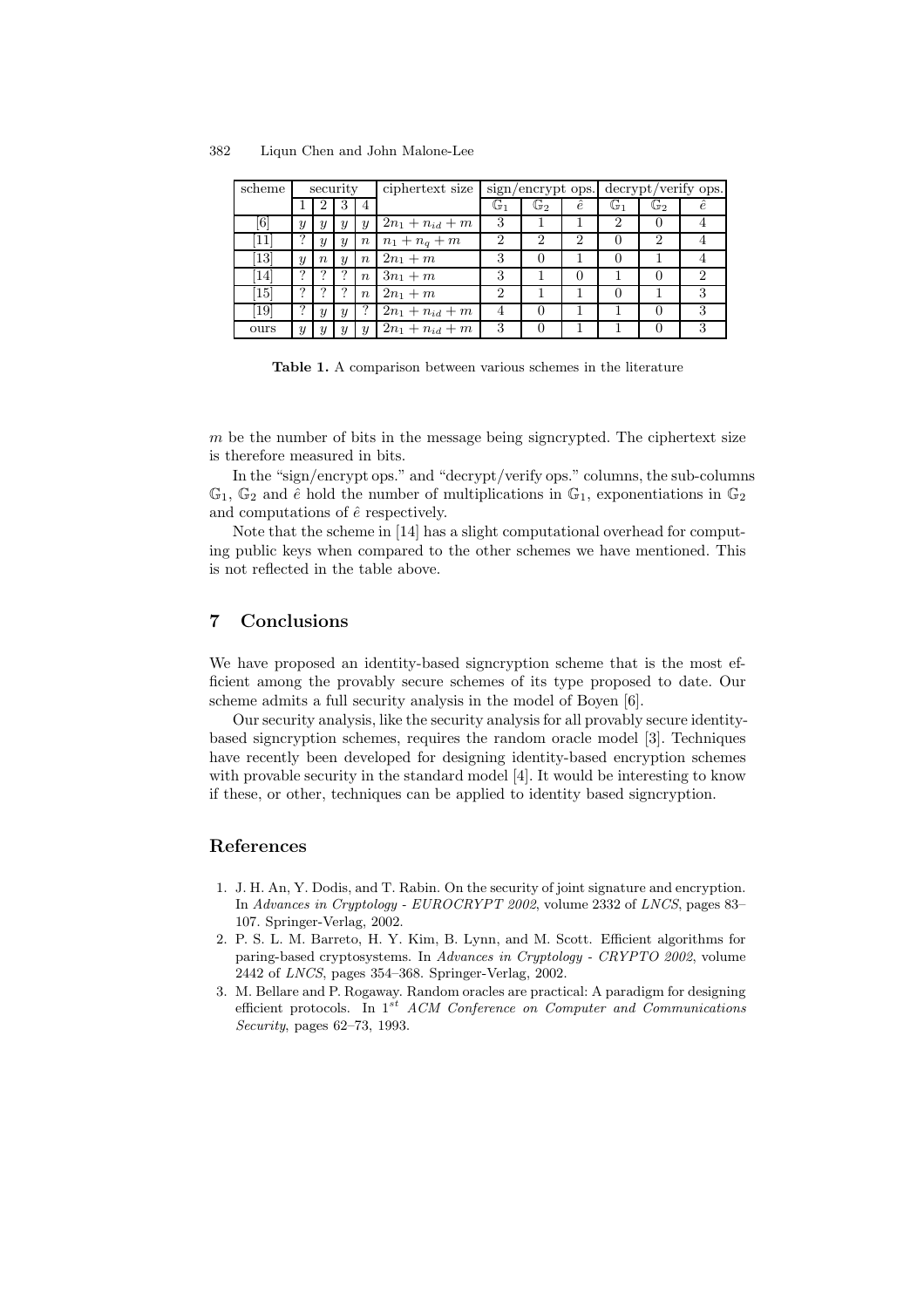| scheme | security | | | | ciphertext size | sign/encrypt ops. | | | decrypt/verify ops. | | |
|---|---|---|---|---|---|---|---|---|---|---|---|
| | 1 | 2 | 3 | 4 | | $\mathbb{G}_1$ | $\mathbb{G}_2$ | $\hat{e}$ | $\mathbb{G}_1$ | $\mathbb{G}_2$ | $\hat{e}$ |
| [6] | $y$ | $y$ | $y$ | $y$ | $2n_1 + n_{id} + m$ | 3 | 1 | 1 | 2 | 0 | 4 |
| [11] | ? | $y$ | $y$ | $n$ | $n_1 + n_q + m$ | 2 | 2 | 2 | 0 | 2 | 4 |
| [13] | $y$ | $n$ | $y$ | $n$ | $2n_1 + m$ | 3 | 0 | 1 | 0 | 1 | 4 |
| [14] | ? | ? | ? | $n$ | $3n_1 + m$ | 3 | 1 | 0 | 1 | 0 | 2 |
| [15] | ? | ? | ? | $n$ | $2n_1 + m$ | 2 | 1 | 1 | 0 | 1 | 3 |
| [19] | ? | $y$ | $y$ | ? | $2n_1 + n_{id} + m$ | 4 | 0 | 1 | 1 | 0 | 3 |
| ours | $y$ | $y$ | $y$ | $y$ | $2n_1 + n_{id} + m$ | 3 | 0 | 1 | 1 | 0 | 3 |

**Table 1.** A comparison between various schemes in the literature

$m$ be the number of bits in the message being signcrypted. The ciphertext size is therefore measured in bits.

In the "sign/encrypt ops." and "decrypt/verify ops." columns, the sub-columns $\mathbb{G}_1$, $\mathbb{G}_2$ and $\hat{e}$ hold the number of multiplications in $\mathbb{G}_1$, exponentiations in $\mathbb{G}_2$ and computations of $\hat{e}$ respectively.

Note that the scheme in [14] has a slight computational overhead for computing public keys when compared to the other schemes we have mentioned. This is not reflected in the table above.

## 7 Conclusions

We have proposed an identity-based signcryption scheme that is the most efficient among the provably secure schemes of its type proposed to date. Our scheme admits a full security analysis in the model of Boyen [6].

Our security analysis, like the security analysis for all provably secure identity-based signcryption schemes, requires the random oracle model [3]. Techniques have recently been developed for designing identity-based encryption schemes with provable security in the standard model [4]. It would be interesting to know if these, or other, techniques can be applied to identity based signcryption.

## References

1. J. H. An, Y. Dodis, and T. Rabin. On the security of joint signature and encryption. In *Advances in Cryptology - EUROCRYPT 2002*, volume 2332 of *LNCS*, pages 83–107. Springer-Verlag, 2002.
2. P. S. L. M. Barreto, H. Y. Kim, B. Lynn, and M. Scott. Efficient algorithms for paring-based cryptosystems. In *Advances in Cryptology - CRYPTO 2002*, volume 2442 of *LNCS*, pages 354–368. Springer-Verlag, 2002.
3. M. Bellare and P. Rogaway. Random oracles are practical: A paradigm for designing efficient protocols. In $1^{st}$ *ACM Conference on Computer and Communications Security*, pages 62–73, 1993.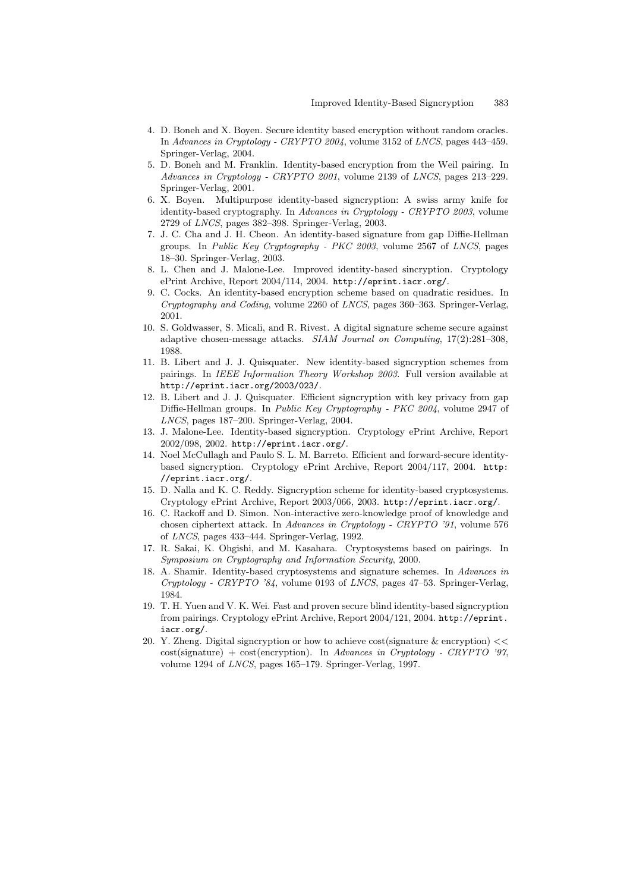4. D. Boneh and X. Boyen. Secure identity based encryption without random oracles. In *Advances in Cryptology - CRYPTO 2004*, volume 3152 of *LNCS*, pages 443–459. Springer-Verlag, 2004.
5. D. Boneh and M. Franklin. Identity-based encryption from the Weil pairing. In *Advances in Cryptology - CRYPTO 2001*, volume 2139 of *LNCS*, pages 213–229. Springer-Verlag, 2001.
6. X. Boyen. Multipurpose identity-based signcryption: A swiss army knife for identity-based cryptography. In *Advances in Cryptology - CRYPTO 2003*, volume 2729 of *LNCS*, pages 382–398. Springer-Verlag, 2003.
7. J. C. Cha and J. H. Cheon. An identity-based signature from gap Diffie-Hellman groups. In *Public Key Cryptography - PKC 2003*, volume 2567 of *LNCS*, pages 18–30. Springer-Verlag, 2003.
8. L. Chen and J. Malone-Lee. Improved identity-based sincryption. Cryptology ePrint Archive, Report 2004/114, 2004. `http://eprint.iacr.org/`.
9. C. Cocks. An identity-based encryption scheme based on quadratic residues. In *Cryptography and Coding*, volume 2260 of *LNCS*, pages 360–363. Springer-Verlag, 2001.
10. S. Goldwasser, S. Micali, and R. Rivest. A digital signature scheme secure against adaptive chosen-message attacks. *SIAM Journal on Computing*, 17(2):281–308, 1988.
11. B. Libert and J. J. Quisquater. New identity-based signcryption schemes from pairings. In *IEEE Information Theory Workshop 2003*. Full version available at `http://eprint.iacr.org/2003/023/`.
12. B. Libert and J. J. Quisquater. Efficient signcryption with key privacy from gap Diffie-Hellman groups. In *Public Key Cryptography - PKC 2004*, volume 2947 of *LNCS*, pages 187–200. Springer-Verlag, 2004.
13. J. Malone-Lee. Identity-based signcryption. Cryptology ePrint Archive, Report 2002/098, 2002. `http://eprint.iacr.org/`.
14. Noel McCullagh and Paulo S. L. M. Barreto. Efficient and forward-secure identity-based signcryption. Cryptology ePrint Archive, Report 2004/117, 2004. `http://eprint.iacr.org/`.
15. D. Nalla and K. C. Reddy. Signcryption scheme for identity-based cryptosystems. Cryptology ePrint Archive, Report 2003/066, 2003. `http://eprint.iacr.org/`.
16. C. Rackoff and D. Simon. Non-interactive zero-knowledge proof of knowledge and chosen ciphertext attack. In *Advances in Cryptology - CRYPTO '91*, volume 576 of *LNCS*, pages 433–444. Springer-Verlag, 1992.
17. R. Sakai, K. Ohgishi, and M. Kasahara. Cryptosystems based on pairings. In *Symposium on Cryptography and Information Security*, 2000.
18. A. Shamir. Identity-based cryptosystems and signature schemes. In *Advances in Cryptology - CRYPTO '84*, volume 0193 of *LNCS*, pages 47–53. Springer-Verlag, 1984.
19. T. H. Yuen and V. K. Wei. Fast and proven secure blind identity-based signcryption from pairings. Cryptology ePrint Archive, Report 2004/121, 2004. `http://eprint.iacr.org/`.
20. Y. Zheng. Digital signcryption or how to achieve cost(signature & encryption) << cost(signature) + cost(encryption). In *Advances in Cryptology - CRYPTO '97*, volume 1294 of *LNCS*, pages 165–179. Springer-Verlag, 1997.